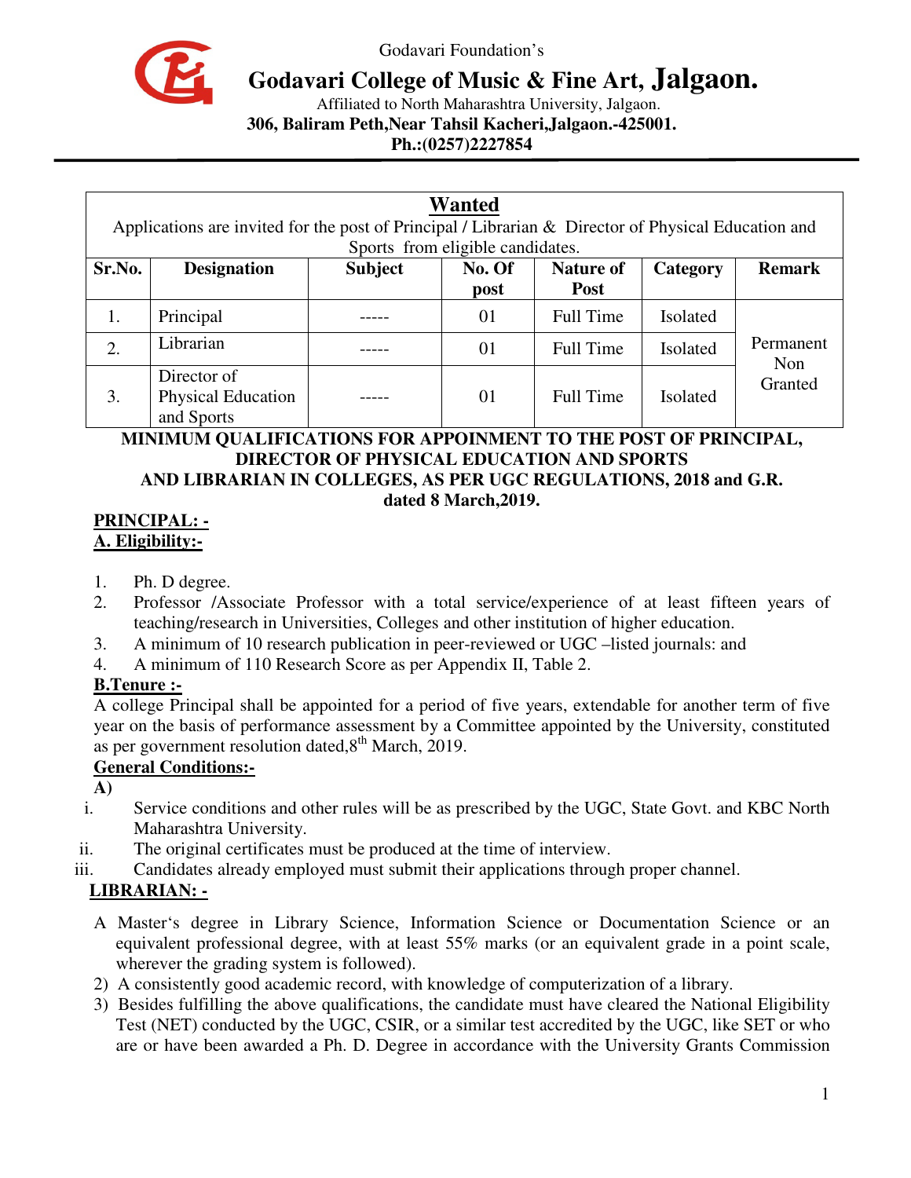Godavari Foundation's

# Godavari College of Music & Fine Art, Jalgaon.

Affiliated to North Maharashtra University, Jalgaon.

**306, Baliram Peth,Near Tahsil Kacheri,Jalgaon.-425001.**

**Ph.:(0257)2227854**

## Wanted

Applications are invited for the post of Principal / Librarian & Director of Physical Education and Sports from eligible candidates.

| Sr.No. | Designation | Subject | No. Of post | Nature of Post | Category | Remark |
|---|---|---|---|---|---|---|
| 1. | Principal | ----- | 01 | Full Time | Isolated | Permanent Non Granted |
| 2. | Librarian | ----- | 01 | Full Time | Isolated | |
| 3. | Director of Physical Education and Sports | ----- | 01 | Full Time | Isolated | |

**MINIMUM QUALIFICATIONS FOR APPOINMENT TO THE POST OF PRINCIPAL, DIRECTOR OF PHYSICAL EDUCATION AND SPORTS AND LIBRARIAN IN COLLEGES, AS PER UGC REGULATIONS, 2018 and G.R. dated 8 March,2019.**

**PRINCIPAL: -**

**A. Eligibility:-**

1. Ph. D degree.
2. Professor /Associate Professor with a total service/experience of at least fifteen years of teaching/research in Universities, Colleges and other institution of higher education.
3. A minimum of 10 research publication in peer-reviewed or UGC –listed journals: and
4. A minimum of 110 Research Score as per Appendix II, Table 2.

**B.Tenure :-**

A college Principal shall be appointed for a period of five years, extendable for another term of five year on the basis of performance assessment by a Committee appointed by the University, constituted as per government resolution dated,8th March, 2019.

**General Conditions:-**

**A)**

i. Service conditions and other rules will be as prescribed by the UGC, State Govt. and KBC North Maharashtra University.
ii. The original certificates must be produced at the time of interview.
iii. Candidates already employed must submit their applications through proper channel.

**LIBRARIAN: -**

A Master's degree in Library Science, Information Science or Documentation Science or an equivalent professional degree, with at least 55% marks (or an equivalent grade in a point scale, wherever the grading system is followed).

2) A consistently good academic record, with knowledge of computerization of a library.

3) Besides fulfilling the above qualifications, the candidate must have cleared the National Eligibility Test (NET) conducted by the UGC, CSIR, or a similar test accredited by the UGC, like SET or who are or have been awarded a Ph. D. Degree in accordance with the University Grants Commission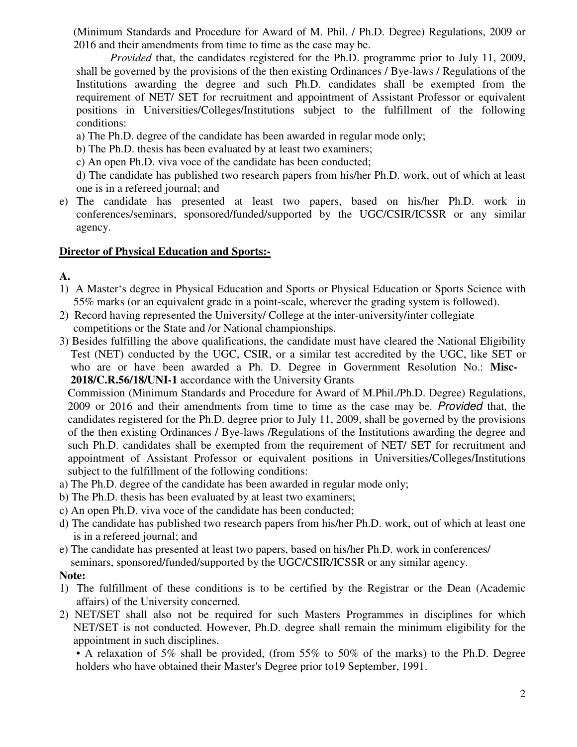(Minimum Standards and Procedure for Award of M. Phil. / Ph.D. Degree) Regulations, 2009 or 2016 and their amendments from time to time as the case may be.

*Provided* that, the candidates registered for the Ph.D. programme prior to July 11, 2009, shall be governed by the provisions of the then existing Ordinances / Bye-laws / Regulations of the Institutions awarding the degree and such Ph.D. candidates shall be exempted from the requirement of NET/ SET for recruitment and appointment of Assistant Professor or equivalent positions in Universities/Colleges/Institutions subject to the fulfillment of the following conditions:

a) The Ph.D. degree of the candidate has been awarded in regular mode only;

b) The Ph.D. thesis has been evaluated by at least two examiners;

c) An open Ph.D. viva voce of the candidate has been conducted;

d) The candidate has published two research papers from his/her Ph.D. work, out of which at least one is in a refereed journal; and

e) The candidate has presented at least two papers, based on his/her Ph.D. work in conferences/seminars, sponsored/funded/supported by the UGC/CSIR/ICSSR or any similar agency.

**Director of Physical Education and Sports:-**

**A.**

1) A Master's degree in Physical Education and Sports or Physical Education or Sports Science with 55% marks (or an equivalent grade in a point-scale, wherever the grading system is followed).
2) Record having represented the University/ College at the inter-university/inter collegiate competitions or the State and /or National championships.
3) Besides fulfilling the above qualifications, the candidate must have cleared the National Eligibility Test (NET) conducted by the UGC, CSIR, or a similar test accredited by the UGC, like SET or who are or have been awarded a Ph. D. Degree in Government Resolution No.: **Misc-2018/C.R.56/18/UNI-1** accordance with the University Grants Commission (Minimum Standards and Procedure for Award of M.Phil./Ph.D. Degree) Regulations, 2009 or 2016 and their amendments from time to time as the case may be. *Provided* that, the candidates registered for the Ph.D. degree prior to July 11, 2009, shall be governed by the provisions of the then existing Ordinances / Bye-laws /Regulations of the Institutions awarding the degree and such Ph.D. candidates shall be exempted from the requirement of NET/ SET for recruitment and appointment of Assistant Professor or equivalent positions in Universities/Colleges/Institutions subject to the fulfillment of the following conditions:

a) The Ph.D. degree of the candidate has been awarded in regular mode only;

b) The Ph.D. thesis has been evaluated by at least two examiners;

c) An open Ph.D. viva voce of the candidate has been conducted;

d) The candidate has published two research papers from his/her Ph.D. work, out of which at least one is in a refereed journal; and

e) The candidate has presented at least two papers, based on his/her Ph.D. work in conferences/ seminars, sponsored/funded/supported by the UGC/CSIR/ICSSR or any similar agency.

**Note:**

1) The fulfillment of these conditions is to be certified by the Registrar or the Dean (Academic affairs) of the University concerned.
2) NET/SET shall also not be required for such Masters Programmes in disciplines for which NET/SET is not conducted. However, Ph.D. degree shall remain the minimum eligibility for the appointment in such disciplines.

   • A relaxation of 5% shall be provided, (from 55% to 50% of the marks) to the Ph.D. Degree holders who have obtained their Master's Degree prior to19 September, 1991.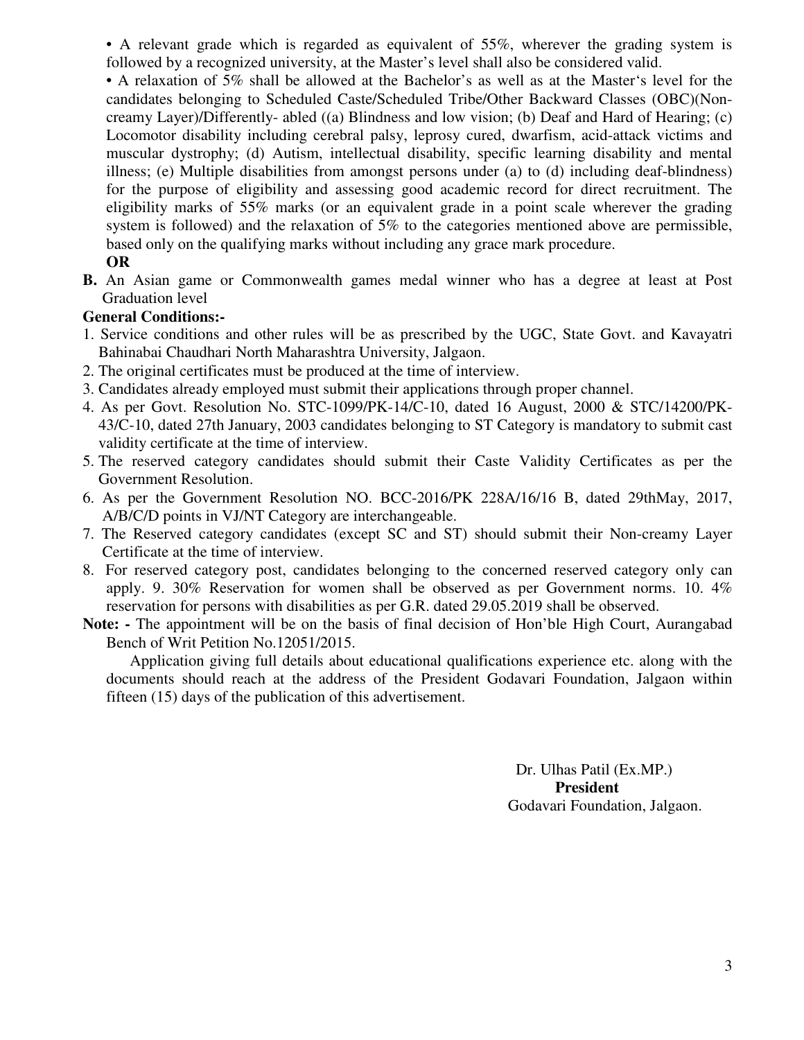- A relevant grade which is regarded as equivalent of 55%, wherever the grading system is followed by a recognized university, at the Master's level shall also be considered valid.
- A relaxation of 5% shall be allowed at the Bachelor's as well as at the Master's level for the candidates belonging to Scheduled Caste/Scheduled Tribe/Other Backward Classes (OBC)(Non-creamy Layer)/Differently- abled ((a) Blindness and low vision; (b) Deaf and Hard of Hearing; (c) Locomotor disability including cerebral palsy, leprosy cured, dwarfism, acid-attack victims and muscular dystrophy; (d) Autism, intellectual disability, specific learning disability and mental illness; (e) Multiple disabilities from amongst persons under (a) to (d) including deaf-blindness) for the purpose of eligibility and assessing good academic record for direct recruitment. The eligibility marks of 55% marks (or an equivalent grade in a point scale wherever the grading system is followed) and the relaxation of 5% to the categories mentioned above are permissible, based only on the qualifying marks without including any grace mark procedure.

**OR**

**B.** An Asian game or Commonwealth games medal winner who has a degree at least at Post Graduation level

**General Conditions:-**

1. Service conditions and other rules will be as prescribed by the UGC, State Govt. and Kavayatri Bahinabai Chaudhari North Maharashtra University, Jalgaon.
2. The original certificates must be produced at the time of interview.
3. Candidates already employed must submit their applications through proper channel.
4. As per Govt. Resolution No. STC-1099/PK-14/C-10, dated 16 August, 2000 & STC/14200/PK-43/C-10, dated 27th January, 2003 candidates belonging to ST Category is mandatory to submit cast validity certificate at the time of interview.
5. The reserved category candidates should submit their Caste Validity Certificates as per the Government Resolution.
6. As per the Government Resolution NO. BCC-2016/PK 228A/16/16 B, dated 29thMay, 2017, A/B/C/D points in VJ/NT Category are interchangeable.
7. The Reserved category candidates (except SC and ST) should submit their Non-creamy Layer Certificate at the time of interview.
8. For reserved category post, candidates belonging to the concerned reserved category only can apply. 9. 30% Reservation for women shall be observed as per Government norms. 10. 4% reservation for persons with disabilities as per G.R. dated 29.05.2019 shall be observed.

**Note: -** The appointment will be on the basis of final decision of Hon'ble High Court, Aurangabad Bench of Writ Petition No.12051/2015.

Application giving full details about educational qualifications experience etc. along with the documents should reach at the address of the President Godavari Foundation, Jalgaon within fifteen (15) days of the publication of this advertisement.

Dr. Ulhas Patil (Ex.MP.)
**President**
Godavari Foundation, Jalgaon.